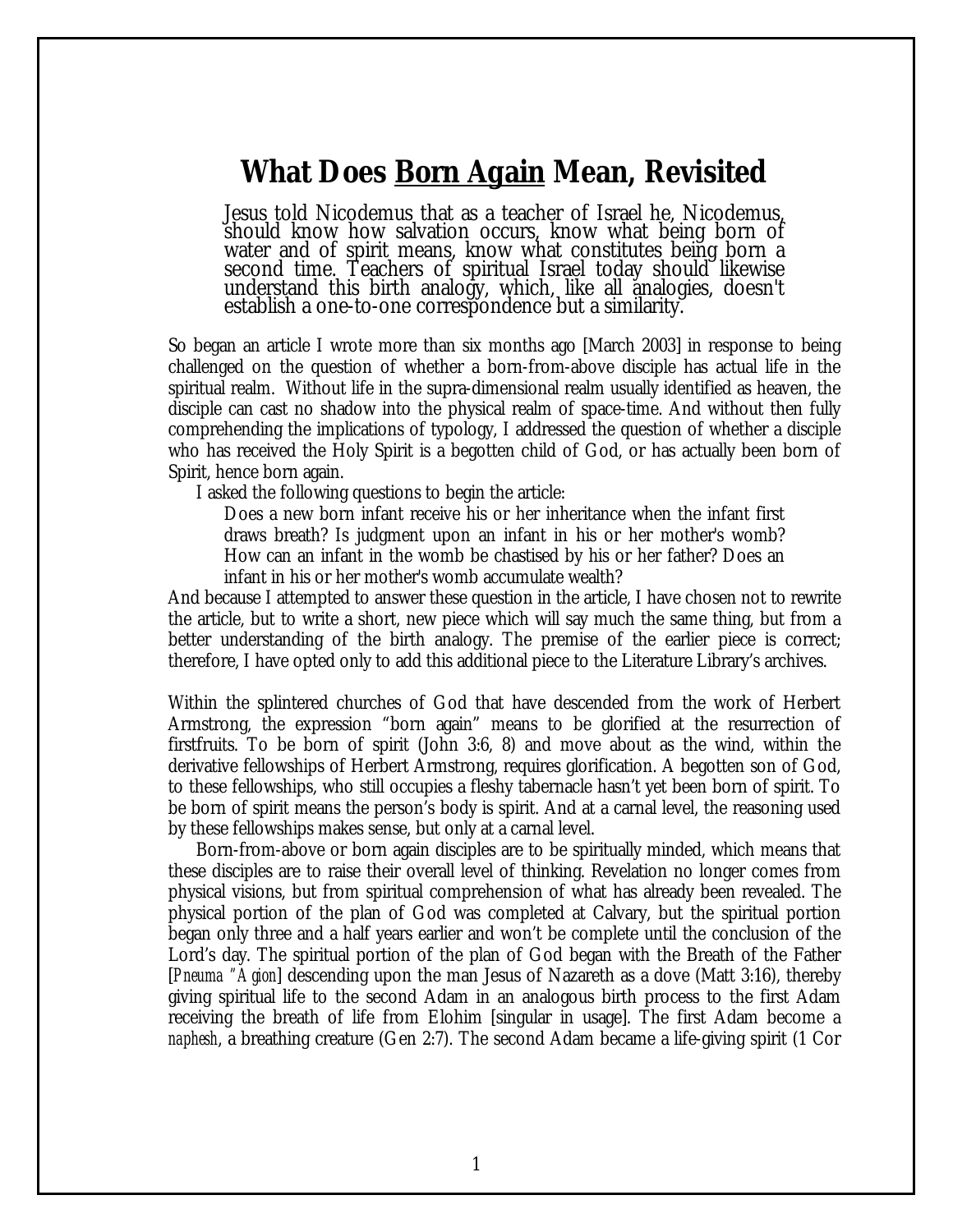# What Does <u>Born Again</u> Mean, Revisited

> Jesus told Nicodemus that as a teacher of Israel he, Nicodemus, should know how salvation occurs, know what being born of water and of spirit means, know what constitutes being born a second time. Teachers of spiritual Israel today should likewise understand this birth analogy, which, like all analogies, doesn't establish a one-to-one correspondence but a similarity.

So began an article I wrote more than six months ago [March 2003] in response to being challenged on the question of whether a born-from-above disciple has actual life in the spiritual realm. Without life in the supra-dimensional realm usually identified as heaven, the disciple can cast no shadow into the physical realm of space-time. And without then fully comprehending the implications of typology, I addressed the question of whether a disciple who has received the Holy Spirit is a begotten child of God, or has actually been born of Spirit, hence born again.

I asked the following questions to begin the article:

> Does a new born infant receive his or her inheritance when the infant first draws breath? Is judgment upon an infant in his or her mother's womb? How can an infant in the womb be chastised by his or her father? Does an infant in his or her mother's womb accumulate wealth?

And because I attempted to answer these question in the article, I have chosen not to rewrite the article, but to write a short, new piece which will say much the same thing, but from a better understanding of the birth analogy. The premise of the earlier piece is correct; therefore, I have opted only to add this additional piece to the Literature Library's archives.

Within the splintered churches of God that have descended from the work of Herbert Armstrong, the expression "born again" means to be glorified at the resurrection of firstfruits. To be born of spirit (John 3:6, 8) and move about as the wind, within the derivative fellowships of Herbert Armstrong, requires glorification. A begotten son of God, to these fellowships, who still occupies a fleshy tabernacle hasn't yet been born of spirit. To be born of spirit means the person's body is spirit. And at a carnal level, the reasoning used by these fellowships makes sense, but only at a carnal level.

Born-from-above or born again disciples are to be spiritually minded, which means that these disciples are to raise their overall level of thinking. Revelation no longer comes from physical visions, but from spiritual comprehension of what has already been revealed. The physical portion of the plan of God was completed at Calvary, but the spiritual portion began only three and a half years earlier and won't be complete until the conclusion of the Lord's day. The spiritual portion of the plan of God began with the Breath of the Father [*Pneuma "Agion*] descending upon the man Jesus of Nazareth as a dove (Matt 3:16), thereby giving spiritual life to the second Adam in an analogous birth process to the first Adam receiving the breath of life from Elohim [singular in usage]. The first Adam become a *naphesh*, a breathing creature (Gen 2:7). The second Adam became a life-giving spirit (1 Cor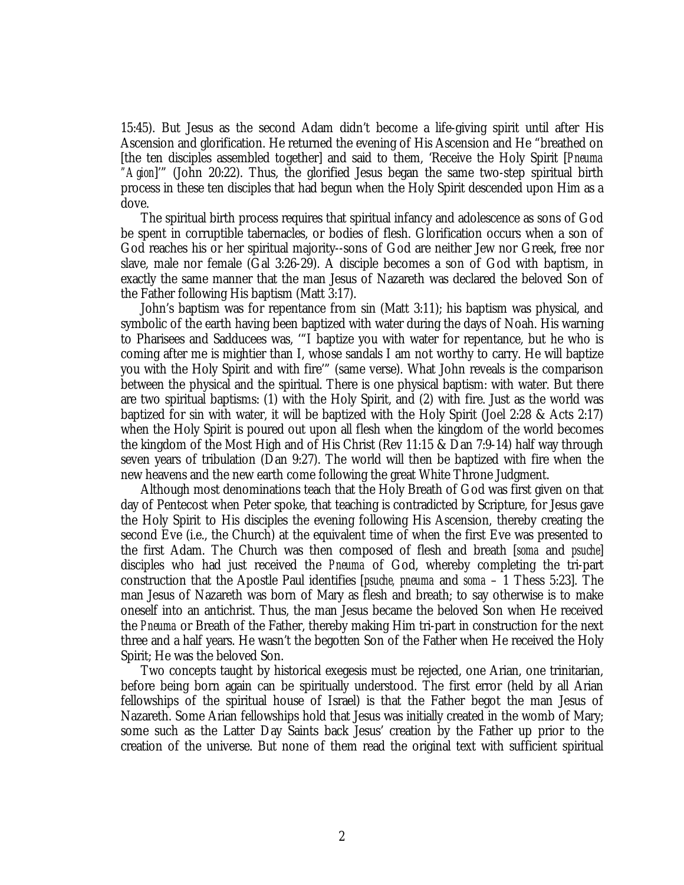15:45). But Jesus as the second Adam didn't become a life-giving spirit until after His Ascension and glorification. He returned the evening of His Ascension and He "breathed on [the ten disciples assembled together] and said to them, 'Receive the Holy Spirit [*Pneuma "Agion*]'" (John 20:22). Thus, the glorified Jesus began the same two-step spiritual birth process in these ten disciples that had begun when the Holy Spirit descended upon Him as a dove.

The spiritual birth process requires that spiritual infancy and adolescence as sons of God be spent in corruptible tabernacles, or bodies of flesh. Glorification occurs when a son of God reaches his or her spiritual majority--sons of God are neither Jew nor Greek, free nor slave, male nor female (Gal 3:26-29). A disciple becomes a son of God with baptism, in exactly the same manner that the man Jesus of Nazareth was declared the beloved Son of the Father following His baptism (Matt 3:17).

John's baptism was for repentance from sin (Matt 3:11); his baptism was physical, and symbolic of the earth having been baptized with water during the days of Noah. His warning to Pharisees and Sadducees was, '"I baptize you with water for repentance, but he who is coming after me is mightier than I, whose sandals I am not worthy to carry. He will baptize you with the Holy Spirit and with fire'" (same verse). What John reveals is the comparison between the physical and the spiritual. There is one physical baptism: with water. But there are two spiritual baptisms: (1) with the Holy Spirit, and (2) with fire. Just as the world was baptized for sin with water, it will be baptized with the Holy Spirit (Joel 2:28 & Acts 2:17) when the Holy Spirit is poured out upon all flesh when the kingdom of the world becomes the kingdom of the Most High and of His Christ (Rev 11:15 & Dan 7:9-14) half way through seven years of tribulation (Dan 9:27). The world will then be baptized with fire when the new heavens and the new earth come following the great White Throne Judgment.

Although most denominations teach that the Holy Breath of God was first given on that day of Pentecost when Peter spoke, that teaching is contradicted by Scripture, for Jesus gave the Holy Spirit to His disciples the evening following His Ascension, thereby creating the second Eve (i.e., the Church) at the equivalent time of when the first Eve was presented to the first Adam. The Church was then composed of flesh and breath [*soma* and *psuche*] disciples who had just received the *Pneuma* of God, whereby completing the tri-part construction that the Apostle Paul identifies [*psuche, pneuma* and *soma* – 1 Thess 5:23]. The man Jesus of Nazareth was born of Mary as flesh and breath; to say otherwise is to make oneself into an antichrist. Thus, the man Jesus became the beloved Son when He received the *Pneuma* or Breath of the Father, thereby making Him tri-part in construction for the next three and a half years. He wasn't the begotten Son of the Father when He received the Holy Spirit; He was the beloved Son.

Two concepts taught by historical exegesis must be rejected, one Arian, one trinitarian, before being born again can be spiritually understood. The first error (held by all Arian fellowships of the spiritual house of Israel) is that the Father begot the man Jesus of Nazareth. Some Arian fellowships hold that Jesus was initially created in the womb of Mary; some such as the Latter Day Saints back Jesus' creation by the Father up prior to the creation of the universe. But none of them read the original text with sufficient spiritual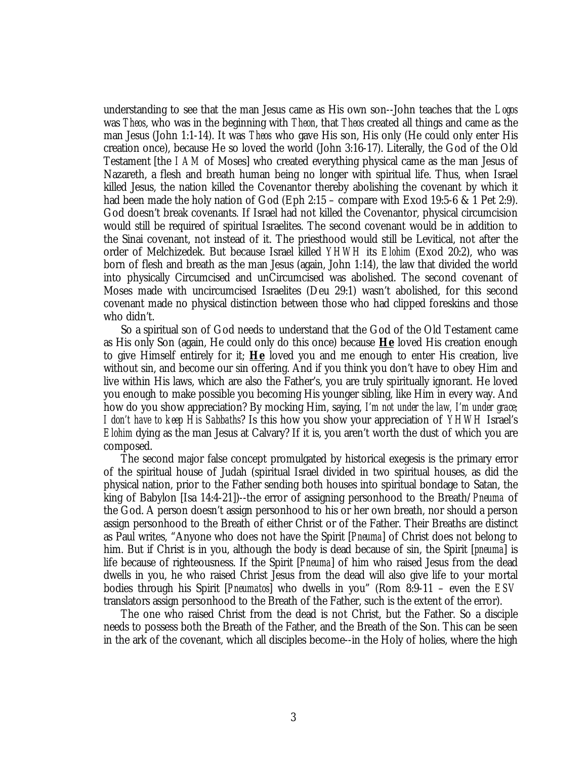understanding to see that the man Jesus came as His own son--John teaches that the *Logos* was *Theos*, who was in the beginning with *Theon*, that *Theos* created all things and came as the man Jesus (John 1:1-14). It was *Theos* who gave His son, His only (He could only enter His creation once), because He so loved the world (John 3:16-17). Literally, the God of the Old Testament [the *I AM* of Moses] who created everything physical came as the man Jesus of Nazareth, a flesh and breath human being no longer with spiritual life. Thus, when Israel killed Jesus, the nation killed the Covenantor thereby abolishing the covenant by which it had been made the holy nation of God (Eph 2:15 – compare with Exod 19:5-6 & 1 Pet 2:9). God doesn't break covenants. If Israel had not killed the Covenantor, physical circumcision would still be required of spiritual Israelites. The second covenant would be in addition to the Sinai covenant, not instead of it. The priesthood would still be Levitical, not after the order of Melchizedek. But because Israel killed *YHWH* its *Elohim* (Exod 20:2), who was born of flesh and breath as the man Jesus (again, John 1:14), the law that divided the world into physically Circumcised and unCircumcised was abolished. The second covenant of Moses made with uncircumcised Israelites (Deu 29:1) wasn't abolished, for this second covenant made no physical distinction between those who had clipped foreskins and those who didn't.

So a spiritual son of God needs to understand that the God of the Old Testament came as His only Son (again, He could only do this once) because ***He*** loved His creation enough to give Himself entirely for it; ***He*** loved you and me enough to enter His creation, live without sin, and become our sin offering. And if you think you don't have to obey Him and live within His laws, which are also the Father's, you are truly spiritually ignorant. He loved you enough to make possible you becoming His younger sibling, like Him in every way. And how do you show appreciation? By mocking Him, saying, *I'm not under the law, I'm under grace; I don't have to keep His Sabbaths*? Is this how you show your appreciation of *YHWH* Israel's *Elohim* dying as the man Jesus at Calvary? If it is, you aren't worth the dust of which you are composed.

The second major false concept promulgated by historical exegesis is the primary error of the spiritual house of Judah (spiritual Israel divided in two spiritual houses, as did the physical nation, prior to the Father sending both houses into spiritual bondage to Satan, the king of Babylon [Isa 14:4-21])--the error of assigning personhood to the Breath/*Pneuma* of the God. A person doesn't assign personhood to his or her own breath, nor should a person assign personhood to the Breath of either Christ or of the Father. Their Breaths are distinct as Paul writes, "Anyone who does not have the Spirit [*Pneuma*] of Christ does not belong to him. But if Christ is in you, although the body is dead because of sin, the Spirit [*pneuma*] is life because of righteousness. If the Spirit [*Pneuma*] of him who raised Jesus from the dead dwells in you, he who raised Christ Jesus from the dead will also give life to your mortal bodies through his Spirit [*Pneumatos*] who dwells in you" (Rom 8:9-11 – even the *ESV* translators assign personhood to the Breath of the Father, such is the extent of the error).

The one who raised Christ from the dead is not Christ, but the Father. So a disciple needs to possess both the Breath of the Father, and the Breath of the Son. This can be seen in the ark of the covenant, which all disciples become--in the Holy of holies, where the high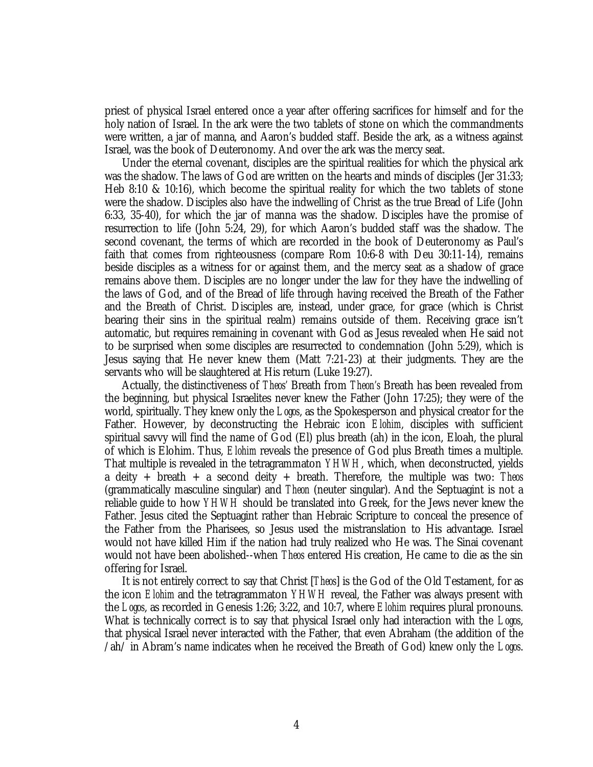priest of physical Israel entered once a year after offering sacrifices for himself and for the holy nation of Israel. In the ark were the two tablets of stone on which the commandments were written, a jar of manna, and Aaron's budded staff. Beside the ark, as a witness against Israel, was the book of Deuteronomy. And over the ark was the mercy seat.

Under the eternal covenant, disciples are the spiritual realities for which the physical ark was the shadow. The laws of God are written on the hearts and minds of disciples (Jer 31:33; Heb 8:10 & 10:16), which become the spiritual reality for which the two tablets of stone were the shadow. Disciples also have the indwelling of Christ as the true Bread of Life (John 6:33, 35-40), for which the jar of manna was the shadow. Disciples have the promise of resurrection to life (John 5:24, 29), for which Aaron's budded staff was the shadow. The second covenant, the terms of which are recorded in the book of Deuteronomy as Paul's faith that comes from righteousness (compare Rom 10:6-8 with Deu 30:11-14), remains beside disciples as a witness for or against them, and the mercy seat as a shadow of grace remains above them. Disciples are no longer under the law for they have the indwelling of the laws of God, and of the Bread of life through having received the Breath of the Father and the Breath of Christ. Disciples are, instead, under grace, for grace (which is Christ bearing their sins in the spiritual realm) remains outside of them. Receiving grace isn't automatic, but requires remaining in covenant with God as Jesus revealed when He said not to be surprised when some disciples are resurrected to condemnation (John 5:29), which is Jesus saying that He never knew them (Matt 7:21-23) at their judgments. They are the servants who will be slaughtered at His return (Luke 19:27).

Actually, the distinctiveness of *Theos'* Breath from *Theon's* Breath has been revealed from the beginning, but physical Israelites never knew the Father (John 17:25); they were of the world, spiritually. They knew only the *Logos*, as the Spokesperson and physical creator for the Father. However, by deconstructing the Hebraic icon *Elohim*, disciples with sufficient spiritual savvy will find the name of God (El) plus breath (ah) in the icon, Eloah, the plural of which is Elohim. Thus, *Elohim* reveals the presence of God plus Breath times a multiple. That multiple is revealed in the tetragrammaton *YHWH*, which, when deconstructed, yields a deity + breath + a second deity + breath. Therefore, the multiple was two: *Theos* (grammatically masculine singular) and *Theon* (neuter singular). And the Septuagint is not a reliable guide to how *YHWH* should be translated into Greek, for the Jews never knew the Father. Jesus cited the Septuagint rather than Hebraic Scripture to conceal the presence of the Father from the Pharisees, so Jesus used the mistranslation to His advantage. Israel would not have killed Him if the nation had truly realized who He was. The Sinai covenant would not have been abolished--when *Theos* entered His creation, He came to die as the sin offering for Israel.

It is not entirely correct to say that Christ [*Theos*] is the God of the Old Testament, for as the icon *Elohim* and the tetragrammaton *YHWH* reveal, the Father was always present with the *Logos*, as recorded in Genesis 1:26; 3:22, and 10:7, where *Elohim* requires plural pronouns. What is technically correct is to say that physical Israel only had interaction with the *Logos*, that physical Israel never interacted with the Father, that even Abraham (the addition of the /ah/ in Abram's name indicates when he received the Breath of God) knew only the *Logos*.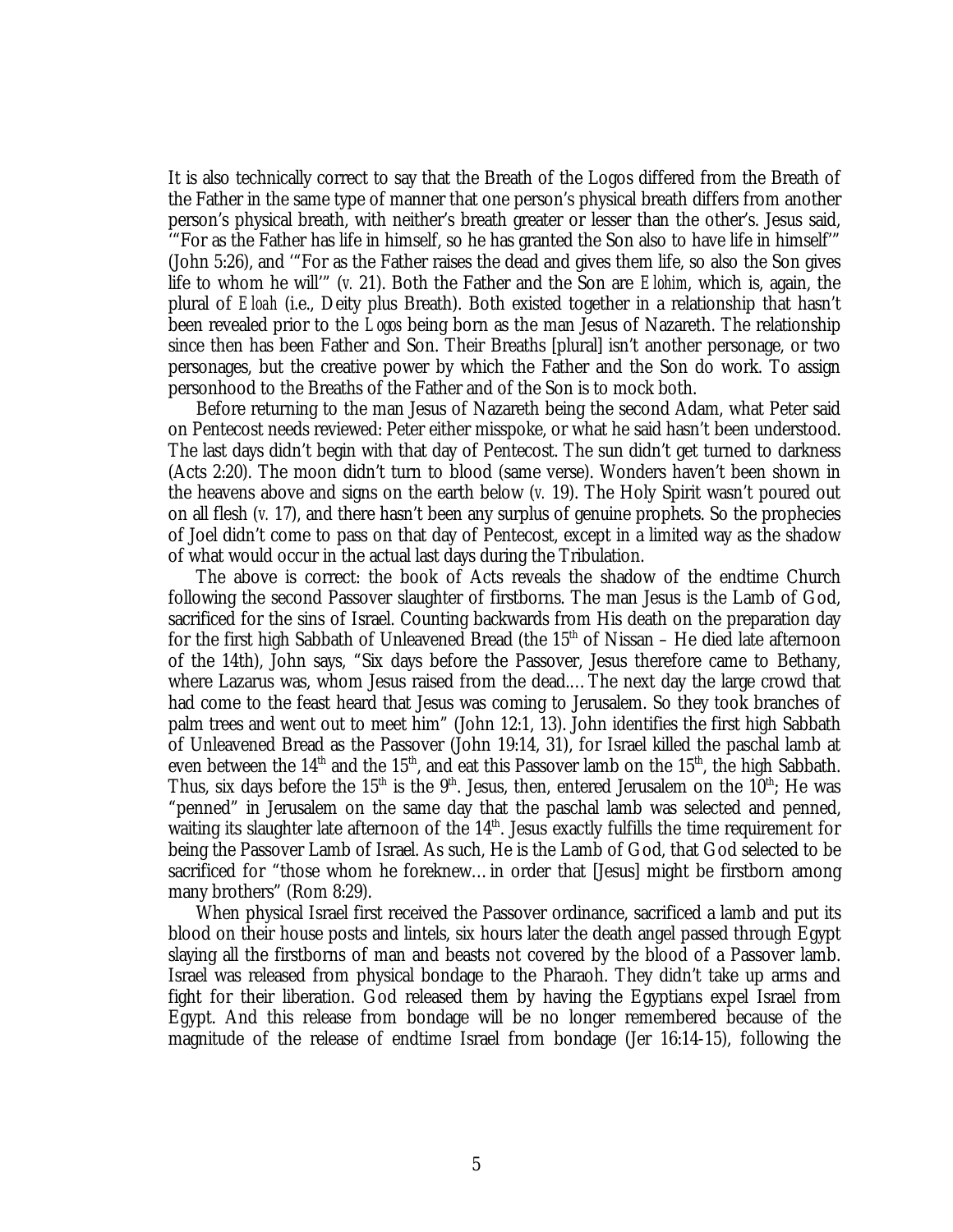It is also technically correct to say that the Breath of the Logos differed from the Breath of the Father in the same type of manner that one person's physical breath differs from another person's physical breath, with neither's breath greater or lesser than the other's. Jesus said, '"For as the Father has life in himself, so he has granted the Son also to have life in himself'" (John 5:26), and '"For as the Father raises the dead and gives them life, so also the Son gives life to whom he will'" (*v.* 21). Both the Father and the Son are *Elohim*, which is, again, the plural of *Eloah* (i.e., Deity plus Breath). Both existed together in a relationship that hasn't been revealed prior to the *Logos* being born as the man Jesus of Nazareth. The relationship since then has been Father and Son. Their Breaths [plural] isn't another personage, or two personages, but the creative power by which the Father and the Son do work. To assign personhood to the Breaths of the Father and of the Son is to mock both.

Before returning to the man Jesus of Nazareth being the second Adam, what Peter said on Pentecost needs reviewed: Peter either misspoke, or what he said hasn't been understood. The last days didn't begin with that day of Pentecost. The sun didn't get turned to darkness (Acts 2:20). The moon didn't turn to blood (same verse). Wonders haven't been shown in the heavens above and signs on the earth below (*v.* 19). The Holy Spirit wasn't poured out on all flesh (*v.* 17), and there hasn't been any surplus of genuine prophets. So the prophecies of Joel didn't come to pass on that day of Pentecost, except in a limited way as the shadow of what would occur in the actual last days during the Tribulation.

The above is correct: the book of Acts reveals the shadow of the endtime Church following the second Passover slaughter of firstborns. The man Jesus is the Lamb of God, sacrificed for the sins of Israel. Counting backwards from His death on the preparation day for the first high Sabbath of Unleavened Bread (the 15th of Nissan – He died late afternoon of the 14th), John says, "Six days before the Passover, Jesus therefore came to Bethany, where Lazarus was, whom Jesus raised from the dead.… The next day the large crowd that had come to the feast heard that Jesus was coming to Jerusalem. So they took branches of palm trees and went out to meet him" (John 12:1, 13). John identifies the first high Sabbath of Unleavened Bread as the Passover (John 19:14, 31), for Israel killed the paschal lamb at even between the 14th and the 15th, and eat this Passover lamb on the 15th, the high Sabbath. Thus, six days before the 15th is the 9th. Jesus, then, entered Jerusalem on the 10th; He was "penned" in Jerusalem on the same day that the paschal lamb was selected and penned, waiting its slaughter late afternoon of the 14th. Jesus exactly fulfills the time requirement for being the Passover Lamb of Israel. As such, He is the Lamb of God, that God selected to be sacrificed for "those whom he foreknew… in order that [Jesus] might be firstborn among many brothers" (Rom 8:29).

When physical Israel first received the Passover ordinance, sacrificed a lamb and put its blood on their house posts and lintels, six hours later the death angel passed through Egypt slaying all the firstborns of man and beasts not covered by the blood of a Passover lamb. Israel was released from physical bondage to the Pharaoh. They didn't take up arms and fight for their liberation. God released them by having the Egyptians expel Israel from Egypt. And this release from bondage will be no longer remembered because of the magnitude of the release of endtime Israel from bondage (Jer 16:14-15), following the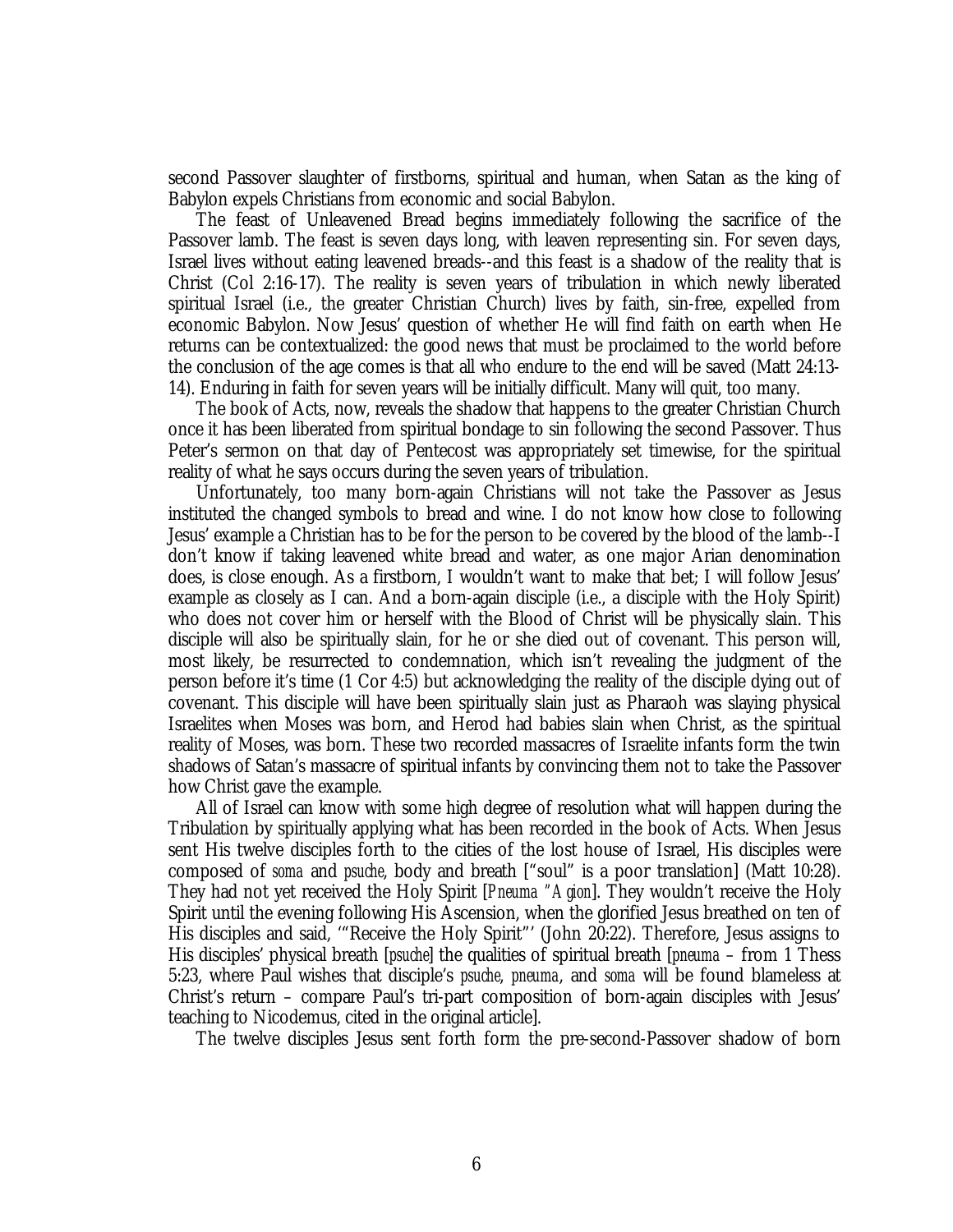second Passover slaughter of firstborns, spiritual and human, when Satan as the king of Babylon expels Christians from economic and social Babylon.

The feast of Unleavened Bread begins immediately following the sacrifice of the Passover lamb. The feast is seven days long, with leaven representing sin. For seven days, Israel lives without eating leavened breads--and this feast is a shadow of the reality that is Christ (Col 2:16-17). The reality is seven years of tribulation in which newly liberated spiritual Israel (i.e., the greater Christian Church) lives by faith, sin-free, expelled from economic Babylon. Now Jesus' question of whether He will find faith on earth when He returns can be contextualized: the good news that must be proclaimed to the world before the conclusion of the age comes is that all who endure to the end will be saved (Matt 24:13-14). Enduring in faith for seven years will be initially difficult. Many will quit, too many.

The book of Acts, now, reveals the shadow that happens to the greater Christian Church once it has been liberated from spiritual bondage to sin following the second Passover. Thus Peter's sermon on that day of Pentecost was appropriately set timewise, for the spiritual reality of what he says occurs during the seven years of tribulation.

Unfortunately, too many born-again Christians will not take the Passover as Jesus instituted the changed symbols to bread and wine. I do not know how close to following Jesus' example a Christian has to be for the person to be covered by the blood of the lamb--I don't know if taking leavened white bread and water, as one major Arian denomination does, is close enough. As a firstborn, I wouldn't want to make that bet; I will follow Jesus' example as closely as I can. And a born-again disciple (i.e., a disciple with the Holy Spirit) who does not cover him or herself with the Blood of Christ will be physically slain. This disciple will also be spiritually slain, for he or she died out of covenant. This person will, most likely, be resurrected to condemnation, which isn't revealing the judgment of the person before it's time (1 Cor 4:5) but acknowledging the reality of the disciple dying out of covenant. This disciple will have been spiritually slain just as Pharaoh was slaying physical Israelites when Moses was born, and Herod had babies slain when Christ, as the spiritual reality of Moses, was born. These two recorded massacres of Israelite infants form the twin shadows of Satan's massacre of spiritual infants by convincing them not to take the Passover how Christ gave the example.

All of Israel can know with some high degree of resolution what will happen during the Tribulation by spiritually applying what has been recorded in the book of Acts. When Jesus sent His twelve disciples forth to the cities of the lost house of Israel, His disciples were composed of *soma* and *psuche*, body and breath ["soul" is a poor translation] (Matt 10:28). They had not yet received the Holy Spirit [*Pneuma "Agion*]. They wouldn't receive the Holy Spirit until the evening following His Ascension, when the glorified Jesus breathed on ten of His disciples and said, '"Receive the Holy Spirit"' (John 20:22). Therefore, Jesus assigns to His disciples' physical breath [*psuche*] the qualities of spiritual breath [*pneuma* – from 1 Thess 5:23, where Paul wishes that disciple's *psuche*, *pneuma*, and *soma* will be found blameless at Christ's return – compare Paul's tri-part composition of born-again disciples with Jesus' teaching to Nicodemus, cited in the original article].

The twelve disciples Jesus sent forth form the pre-second-Passover shadow of born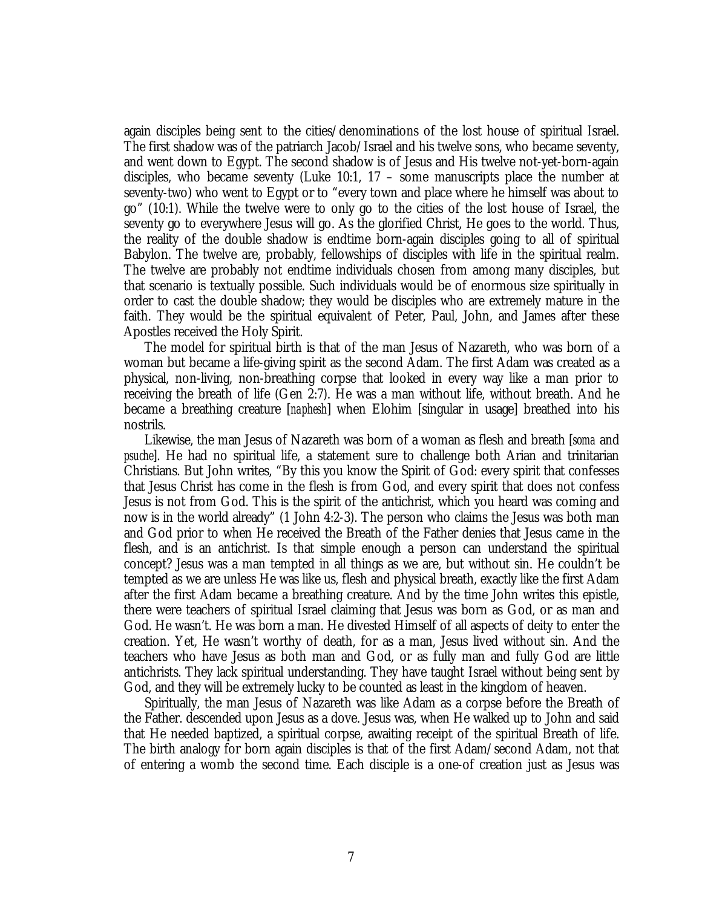again disciples being sent to the cities/denominations of the lost house of spiritual Israel. The first shadow was of the patriarch Jacob/Israel and his twelve sons, who became seventy, and went down to Egypt. The second shadow is of Jesus and His twelve not-yet-born-again disciples, who became seventy (Luke 10:1, 17 – some manuscripts place the number at seventy-two) who went to Egypt or to "every town and place where he himself was about to go" (10:1). While the twelve were to only go to the cities of the lost house of Israel, the seventy go to everywhere Jesus will go. As the glorified Christ, He goes to the world. Thus, the reality of the double shadow is endtime born-again disciples going to all of spiritual Babylon. The twelve are, probably, fellowships of disciples with life in the spiritual realm. The twelve are probably not endtime individuals chosen from among many disciples, but that scenario is textually possible. Such individuals would be of enormous size spiritually in order to cast the double shadow; they would be disciples who are extremely mature in the faith. They would be the spiritual equivalent of Peter, Paul, John, and James after these Apostles received the Holy Spirit.

The model for spiritual birth is that of the man Jesus of Nazareth, who was born of a woman but became a life-giving spirit as the second Adam. The first Adam was created as a physical, non-living, non-breathing corpse that looked in every way like a man prior to receiving the breath of life (Gen 2:7). He was a man without life, without breath. And he became a breathing creature [*naphesh*] when Elohim [singular in usage] breathed into his nostrils.

Likewise, the man Jesus of Nazareth was born of a woman as flesh and breath [*soma* and *psuche*]. He had no spiritual life, a statement sure to challenge both Arian and trinitarian Christians. But John writes, "By this you know the Spirit of God: every spirit that confesses that Jesus Christ has come in the flesh is from God, and every spirit that does not confess Jesus is not from God. This is the spirit of the antichrist, which you heard was coming and now is in the world already" (1 John 4:2-3). The person who claims the Jesus was both man and God prior to when He received the Breath of the Father denies that Jesus came in the flesh, and is an antichrist. Is that simple enough a person can understand the spiritual concept? Jesus was a man tempted in all things as we are, but without sin. He couldn't be tempted as we are unless He was like us, flesh and physical breath, exactly like the first Adam after the first Adam became a breathing creature. And by the time John writes this epistle, there were teachers of spiritual Israel claiming that Jesus was born as God, or as man and God. He wasn't. He was born a man. He divested Himself of all aspects of deity to enter the creation. Yet, He wasn't worthy of death, for as a man, Jesus lived without sin. And the teachers who have Jesus as both man and God, or as fully man and fully God are little antichrists. They lack spiritual understanding. They have taught Israel without being sent by God, and they will be extremely lucky to be counted as least in the kingdom of heaven.

Spiritually, the man Jesus of Nazareth was like Adam as a corpse before the Breath of the Father. descended upon Jesus as a dove. Jesus was, when He walked up to John and said that He needed baptized, a spiritual corpse, awaiting receipt of the spiritual Breath of life. The birth analogy for born again disciples is that of the first Adam/second Adam, not that of entering a womb the second time. Each disciple is a one-of creation just as Jesus was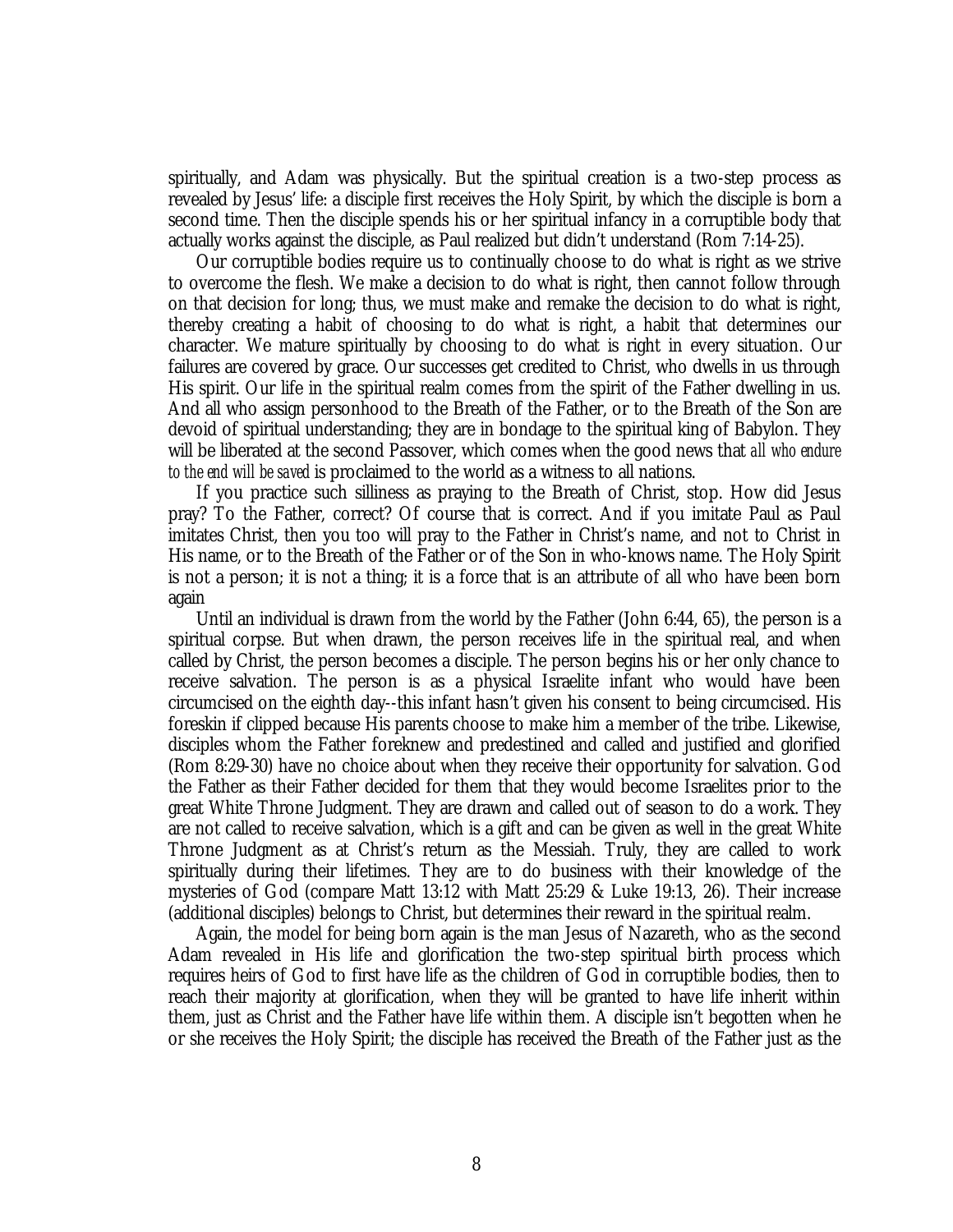spiritually, and Adam was physically. But the spiritual creation is a two-step process as revealed by Jesus' life: a disciple first receives the Holy Spirit, by which the disciple is born a second time. Then the disciple spends his or her spiritual infancy in a corruptible body that actually works against the disciple, as Paul realized but didn't understand (Rom 7:14-25).

Our corruptible bodies require us to continually choose to do what is right as we strive to overcome the flesh. We make a decision to do what is right, then cannot follow through on that decision for long; thus, we must make and remake the decision to do what is right, thereby creating a habit of choosing to do what is right, a habit that determines our character. We mature spiritually by choosing to do what is right in every situation. Our failures are covered by grace. Our successes get credited to Christ, who dwells in us through His spirit. Our life in the spiritual realm comes from the spirit of the Father dwelling in us. And all who assign personhood to the Breath of the Father, or to the Breath of the Son are devoid of spiritual understanding; they are in bondage to the spiritual king of Babylon. They will be liberated at the second Passover, which comes when the good news that *all who endure to the end will be saved* is proclaimed to the world as a witness to all nations.

If you practice such silliness as praying to the Breath of Christ, stop. How did Jesus pray? To the Father, correct? Of course that is correct. And if you imitate Paul as Paul imitates Christ, then you too will pray to the Father in Christ's name, and not to Christ in His name, or to the Breath of the Father or of the Son in who-knows name. The Holy Spirit is not a person; it is not a thing; it is a force that is an attribute of all who have been born again

Until an individual is drawn from the world by the Father (John 6:44, 65), the person is a spiritual corpse. But when drawn, the person receives life in the spiritual real, and when called by Christ, the person becomes a disciple. The person begins his or her only chance to receive salvation. The person is as a physical Israelite infant who would have been circumcised on the eighth day--this infant hasn't given his consent to being circumcised. His foreskin if clipped because His parents choose to make him a member of the tribe. Likewise, disciples whom the Father foreknew and predestined and called and justified and glorified (Rom 8:29-30) have no choice about when they receive their opportunity for salvation. God the Father as their Father decided for them that they would become Israelites prior to the great White Throne Judgment. They are drawn and called out of season to do a work. They are not called to receive salvation, which is a gift and can be given as well in the great White Throne Judgment as at Christ's return as the Messiah. Truly, they are called to work spiritually during their lifetimes. They are to do business with their knowledge of the mysteries of God (compare Matt 13:12 with Matt 25:29 & Luke 19:13, 26). Their increase (additional disciples) belongs to Christ, but determines their reward in the spiritual realm.

Again, the model for being born again is the man Jesus of Nazareth, who as the second Adam revealed in His life and glorification the two-step spiritual birth process which requires heirs of God to first have life as the children of God in corruptible bodies, then to reach their majority at glorification, when they will be granted to have life inherit within them, just as Christ and the Father have life within them. A disciple isn't begotten when he or she receives the Holy Spirit; the disciple has received the Breath of the Father just as the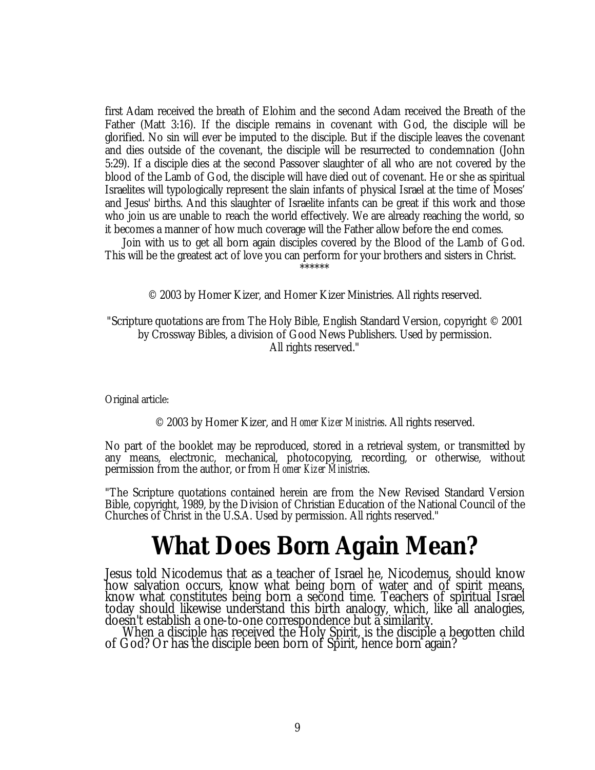first Adam received the breath of Elohim and the second Adam received the Breath of the Father (Matt 3:16). If the disciple remains in covenant with God, the disciple will be glorified. No sin will ever be imputed to the disciple. But if the disciple leaves the covenant and dies outside of the covenant, the disciple will be resurrected to condemnation (John 5:29). If a disciple dies at the second Passover slaughter of all who are not covered by the blood of the Lamb of God, the disciple will have died out of covenant. He or she as spiritual Israelites will typologically represent the slain infants of physical Israel at the time of Moses' and Jesus' births. And this slaughter of Israelite infants can be great if this work and those who join us are unable to reach the world effectively. We are already reaching the world, so it becomes a manner of how much coverage will the Father allow before the end comes.

Join with us to get all born again disciples covered by the Blood of the Lamb of God. This will be the greatest act of love you can perform for your brothers and sisters in Christ.

******

© 2003 by Homer Kizer, and Homer Kizer Ministries. All rights reserved.

"Scripture quotations are from The Holy Bible, English Standard Version, copyright © 2001 by Crossway Bibles, a division of Good News Publishers. Used by permission. All rights reserved."

Original article:

© 2003 by Homer Kizer, and *Homer Kizer Ministries*. All rights reserved.

No part of the booklet may be reproduced, stored in a retrieval system, or transmitted by any means, electronic, mechanical, photocopying, recording, or otherwise, without permission from the author, or from *Homer Kizer Ministries*.

"The Scripture quotations contained herein are from the New Revised Standard Version Bible, copyright, 1989, by the Division of Christian Education of the National Council of the Churches of Christ in the U.S.A. Used by permission. All rights reserved."

# What Does Born Again Mean?

Jesus told Nicodemus that as a teacher of Israel he, Nicodemus, should know how salvation occurs, know what being born of water and of spirit means, know what constitutes being born a second time. Teachers of spiritual Israel today should likewise understand this birth analogy, which, like all analogies, doesn't establish a one-to-one correspondence but a similarity.

When a disciple has received the Holy Spirit, is the disciple a begotten child of God? Or has the disciple been born of Spirit, hence born again?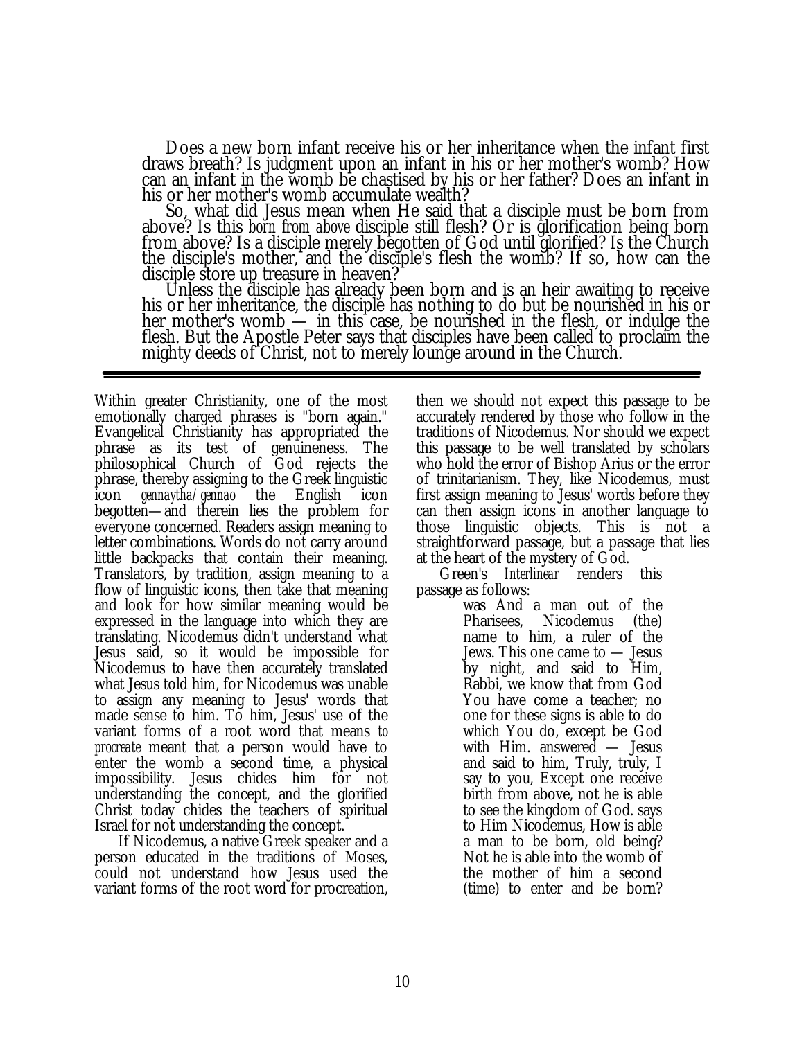Does a new born infant receive his or her inheritance when the infant first draws breath? Is judgment upon an infant in his or her mother's womb? How can an infant in the womb be chastised by his or her father? Does an infant in his or her mother's womb accumulate wealth?

So, what did Jesus mean when He said that a disciple must be born from above? Is this *born from above* disciple still flesh? Or is glorification being born from above? Is a disciple merely begotten of God until glorified? Is the Church the disciple's mother, and the disciple's flesh the womb? If so, how can the disciple store up treasure in heaven?

Unless the disciple has already been born and is an heir awaiting to receive his or her inheritance, the disciple has nothing to do but be nourished in his or her mother's womb — in this case, be nourished in the flesh, or indulge the flesh. But the Apostle Peter says that disciples have been called to proclaim the mighty deeds of Christ, not to merely lounge around in the Church.

---

Within greater Christianity, one of the most emotionally charged phrases is "born again." Evangelical Christianity has appropriated the phrase as its test of genuineness. The philosophical Church of God rejects the phrase, thereby assigning to the Greek linguistic icon *gennaytha/gennao* the English icon begotten—and therein lies the problem for everyone concerned. Readers assign meaning to letter combinations. Words do not carry around little backpacks that contain their meaning. Translators, by tradition, assign meaning to a flow of linguistic icons, then take that meaning and look for how similar meaning would be expressed in the language into which they are translating. Nicodemus didn't understand what Jesus said, so it would be impossible for Nicodemus to have then accurately translated what Jesus told him, for Nicodemus was unable to assign any meaning to Jesus' words that made sense to him. To him, Jesus' use of the variant forms of a root word that means *to procreate* meant that a person would have to enter the womb a second time, a physical impossibility. Jesus chides him for not understanding the concept, and the glorified Christ today chides the teachers of spiritual Israel for not understanding the concept.

If Nicodemus, a native Greek speaker and a person educated in the traditions of Moses, could not understand how Jesus used the variant forms of the root word for procreation, then we should not expect this passage to be accurately rendered by those who follow in the traditions of Nicodemus. Nor should we expect this passage to be well translated by scholars who hold the error of Bishop Arius or the error of trinitarianism. They, like Nicodemus, must first assign meaning to Jesus' words before they can then assign icons in another language to those linguistic objects. This is not a straightforward passage, but a passage that lies at the heart of the mystery of God.

Green's *Interlinear* renders this passage as follows:

> was And a man out of the Pharisees, Nicodemus (the) name to him, a ruler of the Jews. This one came to — Jesus by night, and said to Him, Rabbi, we know that from God You have come a teacher; no one for these signs is able to do which You do, except be God with Him. answered — Jesus and said to him, Truly, truly, I say to you, Except one receive birth from above, not he is able to see the kingdom of God. says to Him Nicodemus, How is able a man to be born, old being? Not he is able into the womb of the mother of him a second (time) to enter and be born?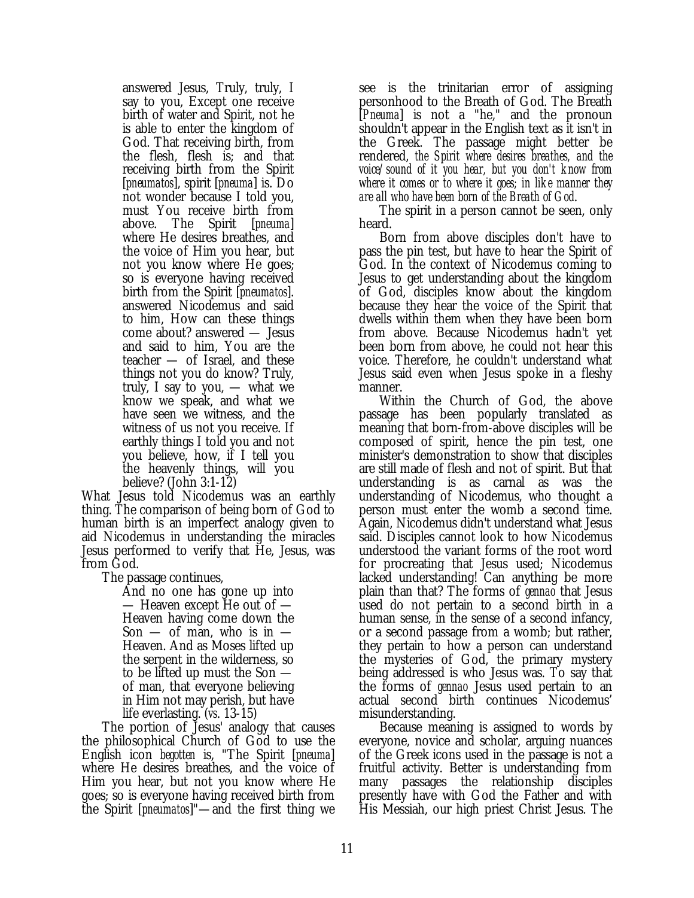> answered Jesus, Truly, truly, I say to you, Except one receive birth of water and Spirit, not he is able to enter the kingdom of God. That receiving birth, from the flesh, flesh is; and that receiving birth from the Spirit [*pneumatos*], spirit [*pneuma*] is. Do not wonder because I told you, must You receive birth from above. The Spirit [*pneuma*] where He desires breathes, and the voice of Him you hear, but not you know where He goes; so is everyone having received birth from the Spirit [*pneumatos*]. answered Nicodemus and said to him, How can these things come about? answered — Jesus and said to him, You are the teacher — of Israel, and these things not you do know? Truly, truly, I say to you, — what we know we speak, and what we have seen we witness, and the witness of us not you receive. If earthly things I told you and not you believe, how, if I tell you the heavenly things, will you believe? (John 3:1-12)

What Jesus told Nicodemus was an earthly thing. The comparison of being born of God to human birth is an imperfect analogy given to aid Nicodemus in understanding the miracles Jesus performed to verify that He, Jesus, was from God.

The passage continues,

> And no one has gone up into — Heaven except He out of — Heaven having come down the Son — of man, who is in — Heaven. And as Moses lifted up the serpent in the wilderness, so to be lifted up must the Son — of man, that everyone believing in Him not may perish, but have life everlasting. (*vs.* 13-15)

The portion of Jesus' analogy that causes the philosophical Church of God to use the English icon *begotten* is, "The Spirit [*pneuma*] where He desires breathes, and the voice of Him you hear, but not you know where He goes; so is everyone having received birth from the Spirit [*pneumatos*]"—and the first thing we see is the trinitarian error of assigning personhood to the Breath of God. The Breath [*Pneuma*] is not a "he," and the pronoun shouldn't appear in the English text as it isn't in the Greek. The passage might better be rendered, *the Spirit where desires breathes, and the voice/sound of it you hear, but you don't know from where it comes or to where it goes; in like manner they are all who have been born of the Breath of God*.

The spirit in a person cannot be seen, only heard.

Born from above disciples don't have to pass the pin test, but have to hear the Spirit of God. In the context of Nicodemus coming to Jesus to get understanding about the kingdom of God, disciples know about the kingdom because they hear the voice of the Spirit that dwells within them when they have been born from above. Because Nicodemus hadn't yet been born from above, he could not hear this voice. Therefore, he couldn't understand what Jesus said even when Jesus spoke in a fleshy manner.

Within the Church of God, the above passage has been popularly translated as meaning that born-from-above disciples will be composed of spirit, hence the pin test, one minister's demonstration to show that disciples are still made of flesh and not of spirit. But that understanding is as carnal as was the understanding of Nicodemus, who thought a person must enter the womb a second time. Again, Nicodemus didn't understand what Jesus said. Disciples cannot look to how Nicodemus understood the variant forms of the root word for procreating that Jesus used; Nicodemus lacked understanding! Can anything be more plain than that? The forms of *gennao* that Jesus used do not pertain to a second birth in a human sense, in the sense of a second infancy, or a second passage from a womb; but rather, they pertain to how a person can understand the mysteries of God, the primary mystery being addressed is who Jesus was. To say that the forms of *gennao* Jesus used pertain to an actual second birth continues Nicodemus' misunderstanding.

Because meaning is assigned to words by everyone, novice and scholar, arguing nuances of the Greek icons used in the passage is not a fruitful activity. Better is understanding from many passages the relationship disciples presently have with God the Father and with His Messiah, our high priest Christ Jesus. The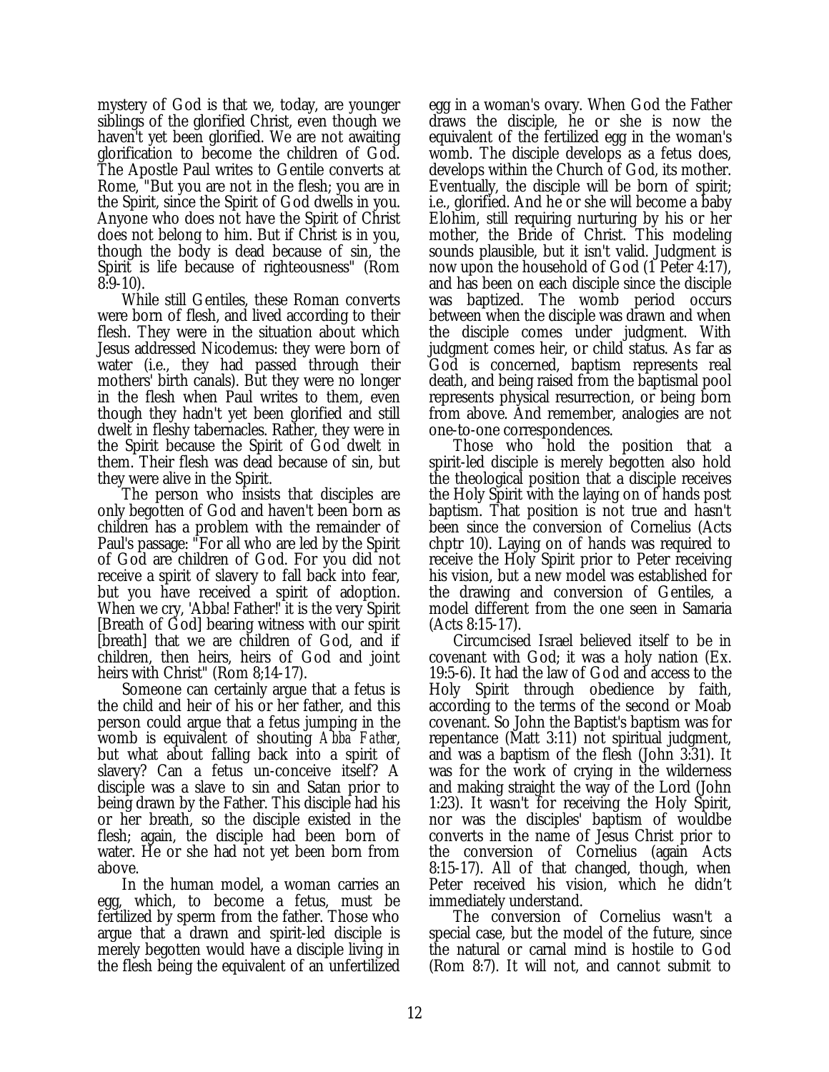mystery of God is that we, today, are younger siblings of the glorified Christ, even though we haven't yet been glorified. We are not awaiting glorification to become the children of God. The Apostle Paul writes to Gentile converts at Rome, "But you are not in the flesh; you are in the Spirit, since the Spirit of God dwells in you. Anyone who does not have the Spirit of Christ does not belong to him. But if Christ is in you, though the body is dead because of sin, the Spirit is life because of righteousness" (Rom 8:9-10).

While still Gentiles, these Roman converts were born of flesh, and lived according to their flesh. They were in the situation about which Jesus addressed Nicodemus: they were born of water (i.e., they had passed through their mothers' birth canals). But they were no longer in the flesh when Paul writes to them, even though they hadn't yet been glorified and still dwelt in fleshy tabernacles. Rather, they were in the Spirit because the Spirit of God dwelt in them. Their flesh was dead because of sin, but they were alive in the Spirit.

The person who insists that disciples are only begotten of God and haven't been born as children has a problem with the remainder of Paul's passage: "For all who are led by the Spirit of God are children of God. For you did not receive a spirit of slavery to fall back into fear, but you have received a spirit of adoption. When we cry, 'Abba! Father!' it is the very Spirit [Breath of God] bearing witness with our spirit [breath] that we are children of God, and if children, then heirs, heirs of God and joint heirs with Christ" (Rom 8;14-17).

Someone can certainly argue that a fetus is the child and heir of his or her father, and this person could argue that a fetus jumping in the womb is equivalent of shouting *Abba Father*, but what about falling back into a spirit of slavery? Can a fetus un-conceive itself? A disciple was a slave to sin and Satan prior to being drawn by the Father. This disciple had his or her breath, so the disciple existed in the flesh; again, the disciple had been born of water. He or she had not yet been born from above.

In the human model, a woman carries an egg, which, to become a fetus, must be fertilized by sperm from the father. Those who argue that a drawn and spirit-led disciple is merely begotten would have a disciple living in the flesh being the equivalent of an unfertilized egg in a woman's ovary. When God the Father draws the disciple, he or she is now the equivalent of the fertilized egg in the woman's womb. The disciple develops as a fetus does, develops within the Church of God, its mother. Eventually, the disciple will be born of spirit; i.e., glorified. And he or she will become a baby Elohim, still requiring nurturing by his or her mother, the Bride of Christ. This modeling sounds plausible, but it isn't valid. Judgment is now upon the household of God (1 Peter 4:17), and has been on each disciple since the disciple was baptized. The womb period occurs between when the disciple was drawn and when the disciple comes under judgment. With judgment comes heir, or child status. As far as God is concerned, baptism represents real death, and being raised from the baptismal pool represents physical resurrection, or being born from above. And remember, analogies are not one-to-one correspondences.

Those who hold the position that a spirit-led disciple is merely begotten also hold the theological position that a disciple receives the Holy Spirit with the laying on of hands post baptism. That position is not true and hasn't been since the conversion of Cornelius (Acts chptr 10). Laying on of hands was required to receive the Holy Spirit prior to Peter receiving his vision, but a new model was established for the drawing and conversion of Gentiles, a model different from the one seen in Samaria (Acts 8:15-17).

Circumcised Israel believed itself to be in covenant with God; it was a holy nation (Ex. 19:5-6). It had the law of God and access to the Holy Spirit through obedience by faith, according to the terms of the second or Moab covenant. So John the Baptist's baptism was for repentance (Matt 3:11) not spiritual judgment, and was a baptism of the flesh (John 3:31). It was for the work of crying in the wilderness and making straight the way of the Lord (John 1:23). It wasn't for receiving the Holy Spirit, nor was the disciples' baptism of wouldbe converts in the name of Jesus Christ prior to the conversion of Cornelius (again Acts 8:15-17). All of that changed, though, when Peter received his vision, which he didn't immediately understand.

The conversion of Cornelius wasn't a special case, but the model of the future, since the natural or carnal mind is hostile to God (Rom 8:7). It will not, and cannot submit to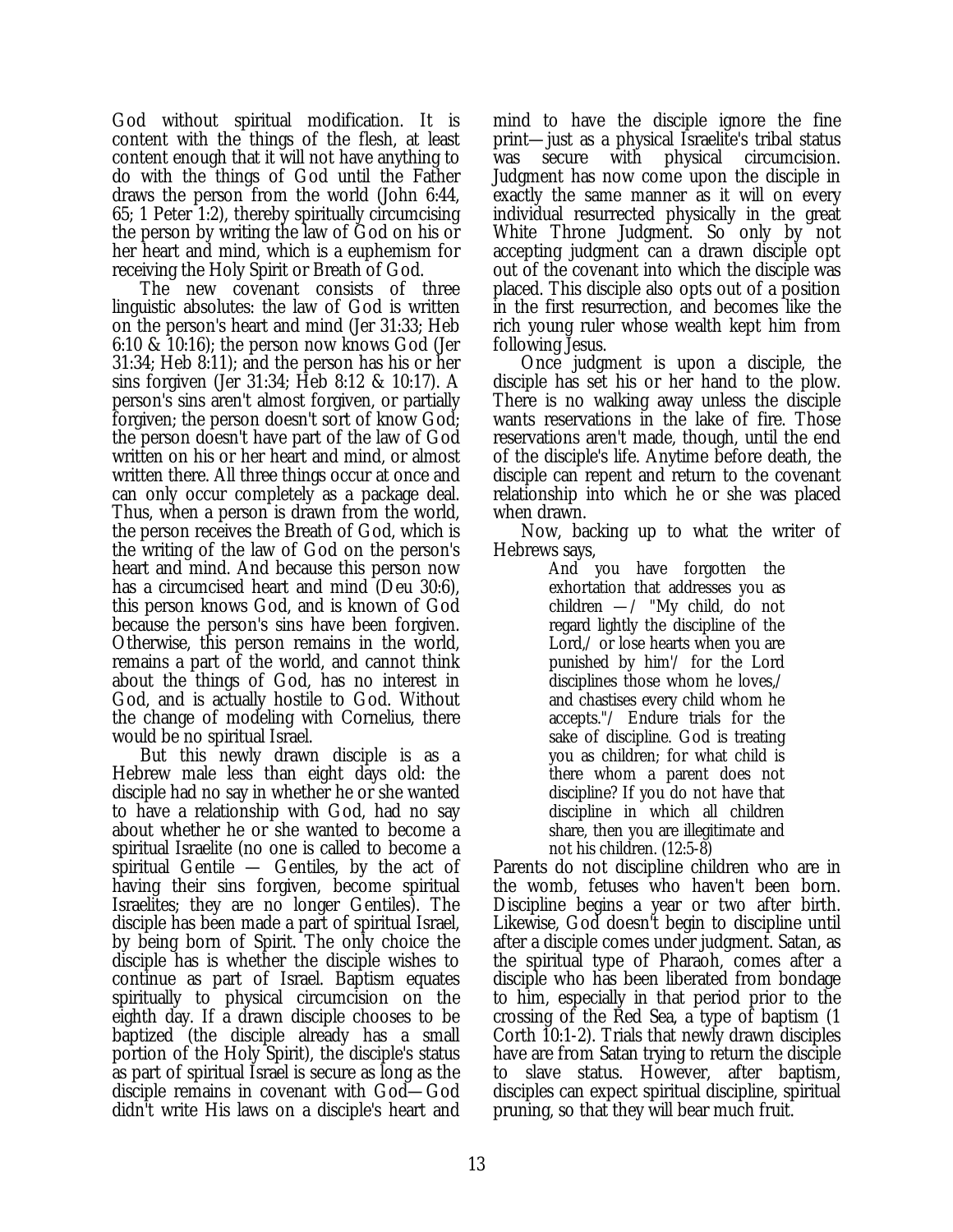God without spiritual modification. It is content with the things of the flesh, at least content enough that it will not have anything to do with the things of God until the Father draws the person from the world (John 6:44, 65; 1 Peter 1:2), thereby spiritually circumcising the person by writing the law of God on his or her heart and mind, which is a euphemism for receiving the Holy Spirit or Breath of God.

The new covenant consists of three linguistic absolutes: the law of God is written on the person's heart and mind (Jer 31:33; Heb 6:10 & 10:16); the person now knows God (Jer 31:34; Heb 8:11); and the person has his or her sins forgiven (Jer 31:34; Heb 8:12 & 10:17). A person's sins aren't almost forgiven, or partially forgiven; the person doesn't sort of know God; the person doesn't have part of the law of God written on his or her heart and mind, or almost written there. All three things occur at once and can only occur completely as a package deal. Thus, when a person is drawn from the world, the person receives the Breath of God, which is the writing of the law of God on the person's heart and mind. And because this person now has a circumcised heart and mind (Deu 30:6), this person knows God, and is known of God because the person's sins have been forgiven. Otherwise, this person remains in the world, remains a part of the world, and cannot think about the things of God, has no interest in God, and is actually hostile to God. Without the change of modeling with Cornelius, there would be no spiritual Israel.

But this newly drawn disciple is as a Hebrew male less than eight days old: the disciple had no say in whether he or she wanted to have a relationship with God, had no say about whether he or she wanted to become a spiritual Israelite (no one is called to become a spiritual Gentile — Gentiles, by the act of having their sins forgiven, become spiritual Israelites; they are no longer Gentiles). The disciple has been made a part of spiritual Israel, by being born of Spirit. The only choice the disciple has is whether the disciple wishes to continue as part of Israel. Baptism equates spiritually to physical circumcision on the eighth day. If a drawn disciple chooses to be baptized (the disciple already has a small portion of the Holy Spirit), the disciple's status as part of spiritual Israel is secure as long as the disciple remains in covenant with God—God didn't write His laws on a disciple's heart and mind to have the disciple ignore the fine print—just as a physical Israelite's tribal status was secure with physical circumcision. Judgment has now come upon the disciple in exactly the same manner as it will on every individual resurrected physically in the great White Throne Judgment. So only by not accepting judgment can a drawn disciple opt out of the covenant into which the disciple was placed. This disciple also opts out of a position in the first resurrection, and becomes like the rich young ruler whose wealth kept him from following Jesus.

Once judgment is upon a disciple, the disciple has set his or her hand to the plow. There is no walking away unless the disciple wants reservations in the lake of fire. Those reservations aren't made, though, until the end of the disciple's life. Anytime before death, the disciple can repent and return to the covenant relationship into which he or she was placed when drawn.

Now, backing up to what the writer of Hebrews says,

> And you have forgotten the exhortation that addresses you as children —/ "My child, do not regard lightly the discipline of the Lord,/ or lose hearts when you are punished by him'/ for the Lord disciplines those whom he loves,/ and chastises every child whom he accepts."/ Endure trials for the sake of discipline. God is treating you as children; for what child is there whom a parent does not discipline? If you do not have that discipline in which all children share, then you are illegitimate and not his children. (12:5-8)

Parents do not discipline children who are in the womb, fetuses who haven't been born. Discipline begins a year or two after birth. Likewise, God doesn't begin to discipline until after a disciple comes under judgment. Satan, as the spiritual type of Pharaoh, comes after a disciple who has been liberated from bondage to him, especially in that period prior to the crossing of the Red Sea, a type of baptism (1 Corth 10:1-2). Trials that newly drawn disciples have are from Satan trying to return the disciple to slave status. However, after baptism, disciples can expect spiritual discipline, spiritual pruning, so that they will bear much fruit.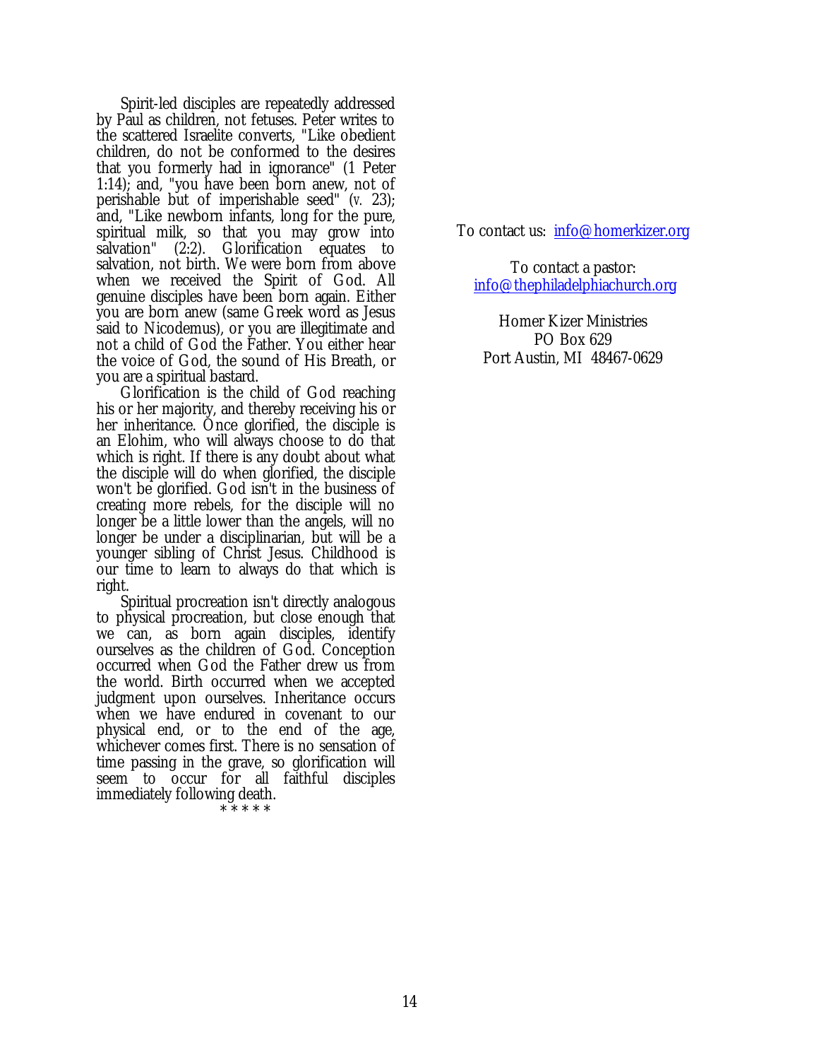Spirit-led disciples are repeatedly addressed by Paul as children, not fetuses. Peter writes to the scattered Israelite converts, "Like obedient children, do not be conformed to the desires that you formerly had in ignorance" (1 Peter 1:14); and, "you have been born anew, not of perishable but of imperishable seed" (*v.* 23); and, "Like newborn infants, long for the pure, spiritual milk, so that you may grow into salvation" (2:2). Glorification equates to salvation, not birth. We were born from above when we received the Spirit of God. All genuine disciples have been born again. Either you are born anew (same Greek word as Jesus said to Nicodemus), or you are illegitimate and not a child of God the Father. You either hear the voice of God, the sound of His Breath, or you are a spiritual bastard.

Glorification is the child of God reaching his or her majority, and thereby receiving his or her inheritance. Once glorified, the disciple is an Elohim, who will always choose to do that which is right. If there is any doubt about what the disciple will do when glorified, the disciple won't be glorified. God isn't in the business of creating more rebels, for the disciple will no longer be a little lower than the angels, will no longer be under a disciplinarian, but will be a younger sibling of Christ Jesus. Childhood is our time to learn to always do that which is right.

Spiritual procreation isn't directly analogous to physical procreation, but close enough that we can, as born again disciples, identify ourselves as the children of God. Conception occurred when God the Father drew us from the world. Birth occurred when we accepted judgment upon ourselves. Inheritance occurs when we have endured in covenant to our physical end, or to the end of the age, whichever comes first. There is no sensation of time passing in the grave, so glorification will seem to occur for all faithful disciples immediately following death.

\* \* \* \* \*

To contact us: info@homerkizer.org

To contact a pastor: info@thephiladelphiachurch.org

Homer Kizer Ministries
PO Box 629
Port Austin, MI 48467-0629